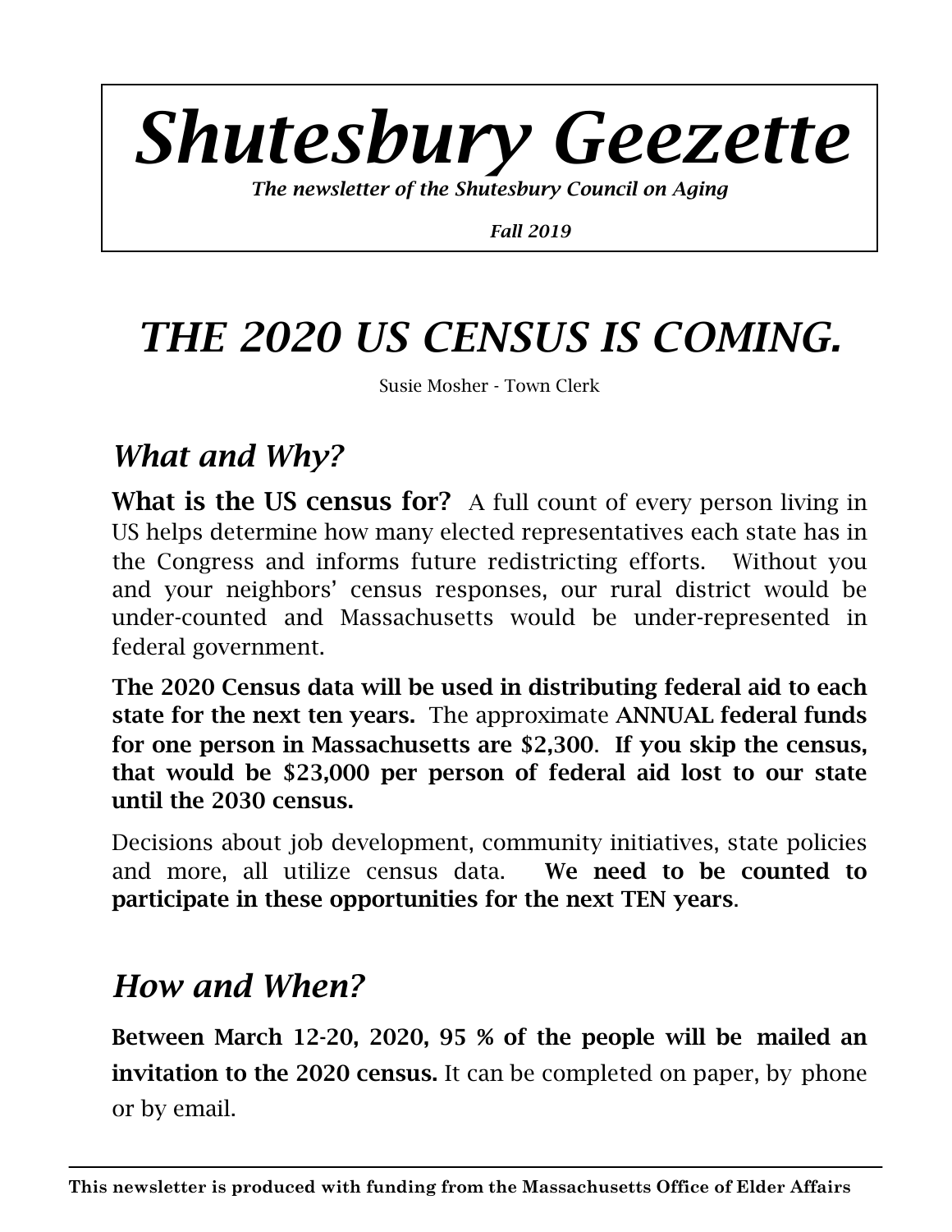# *Shutesbury Geezette*

***The newsletter of the Shutesbury Council on Aging***

***Fall 2019***

# *THE 2020 US CENSUS IS COMING.*

Susie Mosher - Town Clerk

## *What and Why?*

**What is the US census for?** A full count of every person living in US helps determine how many elected representatives each state has in the Congress and informs future redistricting efforts. Without you and your neighbors' census responses, our rural district would be under-counted and Massachusetts would be under-represented in federal government.

**The 2020 Census data will be used in distributing federal aid to each state for the next ten years.** The approximate **ANNUAL federal funds for one person in Massachusetts are $2,300**. **If you skip the census, that would be $23,000 per person of federal aid lost to our state until the 2030 census.**

Decisions about job development, community initiatives, state policies and more, all utilize census data. **We need to be counted to participate in these opportunities for the next TEN years**.

## *How and When?*

**Between March 12-20, 2020, 95 % of the people will be mailed an invitation to the 2020 census.** It can be completed on paper, by phone or by email.

**This newsletter is produced with funding from the Massachusetts Office of Elder Affairs**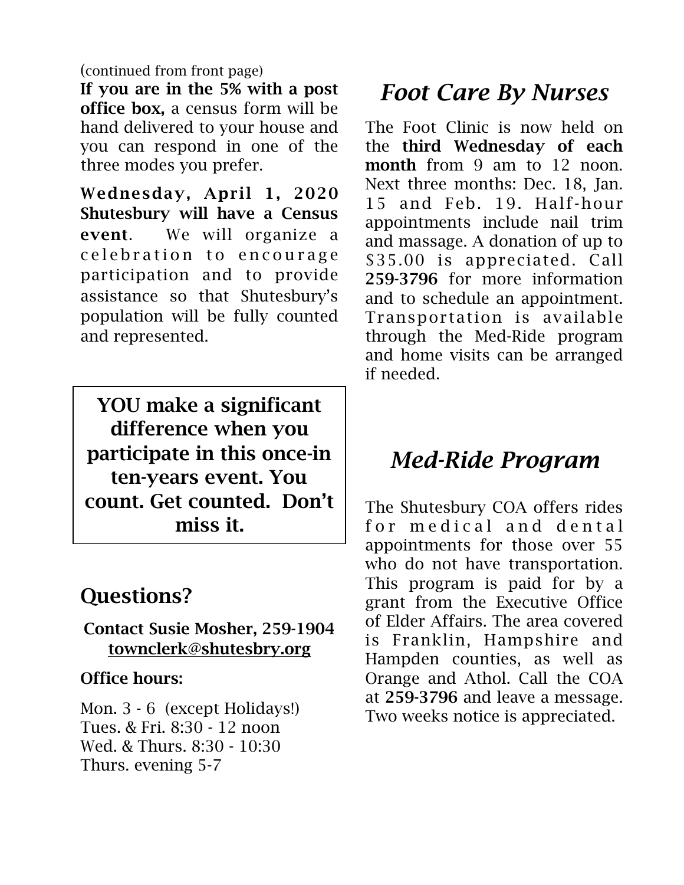(continued from front page)

**If you are in the 5% with a post office box,** a census form will be hand delivered to your house and you can respond in one of the three modes you prefer.

**Wednesday, April 1, 2020 Shutesbury will have a Census event**. We will organize a celebration to encourage participation and to provide assistance so that Shutesbury's population will be fully counted and represented.

**YOU make a significant difference when you participate in this once-in ten-years event. You count. Get counted. Don't miss it.**

## Questions?

**Contact Susie Mosher, 259-1904**
**townclerk@shutesbry.org**

**Office hours:**

Mon. 3 - 6 (except Holidays!)
Tues. & Fri. 8:30 - 12 noon
Wed. & Thurs. 8:30 - 10:30
Thurs. evening 5-7

## *Foot Care By Nurses*

The Foot Clinic is now held on the **third Wednesday of each month** from 9 am to 12 noon. Next three months: Dec. 18, Jan. 15 and Feb. 19. Half-hour appointments include nail trim and massage. A donation of up to $35.00 is appreciated. Call **259-3796** for more information and to schedule an appointment. Transportation is available through the Med-Ride program and home visits can be arranged if needed.

## *Med-Ride Program*

The Shutesbury COA offers rides for medical and dental appointments for those over 55 who do not have transportation. This program is paid for by a grant from the Executive Office of Elder Affairs. The area covered is Franklin, Hampshire and Hampden counties, as well as Orange and Athol. Call the COA at **259-3796** and leave a message. Two weeks notice is appreciated.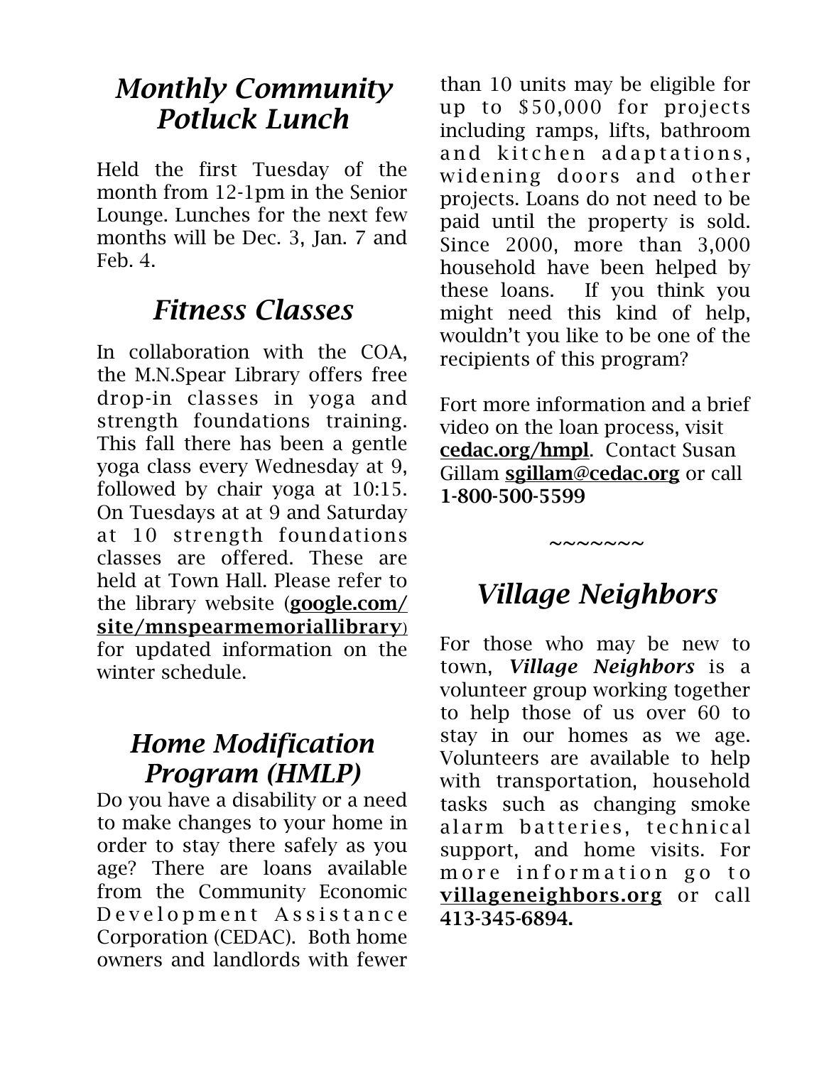## *Monthly Community Potluck Lunch*

Held the first Tuesday of the month from 12-1pm in the Senior Lounge. Lunches for the next few months will be Dec. 3, Jan. 7 and Feb. 4.

## *Fitness Classes*

In collaboration with the COA, the M.N.Spear Library offers free drop-in classes in yoga and strength foundations training. This fall there has been a gentle yoga class every Wednesday at 9, followed by chair yoga at 10:15. On Tuesdays at at 9 and Saturday at 10 strength foundations classes are offered. These are held at Town Hall. Please refer to the library website (**google.com/site/mnspearmemoriallibrary**) for updated information on the winter schedule.

## *Home Modification Program (HMLP)*

Do you have a disability or a need to make changes to your home in order to stay there safely as you age? There are loans available from the Community Economic Development Assistance Corporation (CEDAC). Both home owners and landlords with fewer than 10 units may be eligible for up to $50,000 for projects including ramps, lifts, bathroom and kitchen adaptations, widening doors and other projects. Loans do not need to be paid until the property is sold. Since 2000, more than 3,000 household have been helped by these loans. If you think you might need this kind of help, wouldn't you like to be one of the recipients of this program?

Fort more information and a brief video on the loan process, visit **cedac.org/hmpl**. Contact Susan Gillam **sgillam@cedac.org** or call **1-800-500-5599**

~~~~~~~

## *Village Neighbors*

For those who may be new to town, ***Village Neighbors*** is a volunteer group working together to help those of us over 60 to stay in our homes as we age. Volunteers are available to help with transportation, household tasks such as changing smoke alarm batteries, technical support, and home visits. For more information go to **villageneighbors.org** or call **413-345-6894.**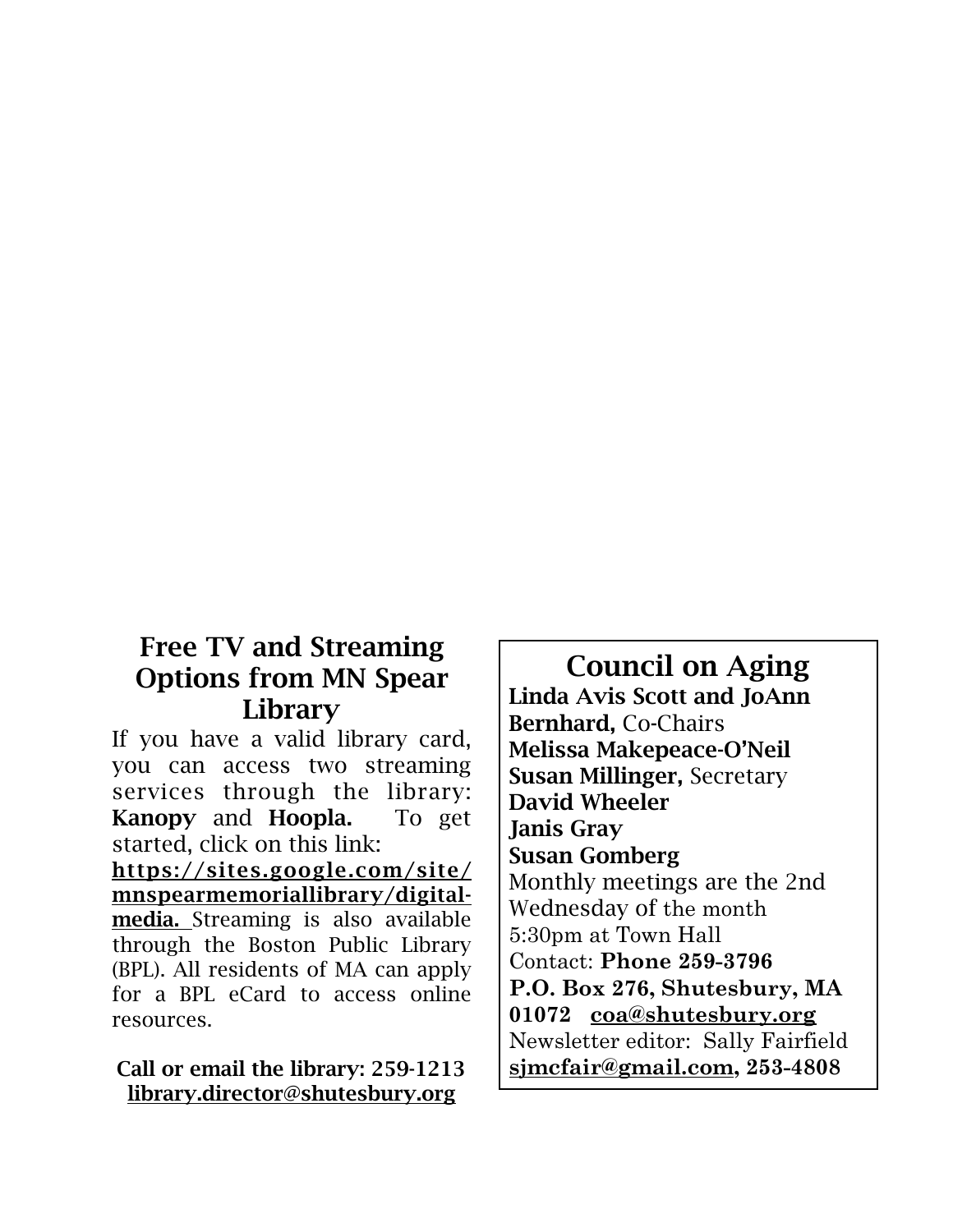## Free TV and Streaming Options from MN Spear Library

If you have a valid library card, you can access two streaming services through the library: **Kanopy** and **Hoopla.** To get started, click on this link: **https://sites.google.com/site/mnspearmemoriallibrary/digital-media.** Streaming is also available through the Boston Public Library (BPL). All residents of MA can apply for a BPL eCard to access online resources.

**Call or email the library: 259-1213**
**library.director@shutesbury.org**

## Council on Aging

**Linda Avis Scott and JoAnn Bernhard,** Co-Chairs
**Melissa Makepeace-O'Neil**
**Susan Millinger,** Secretary
**David Wheeler**
**Janis Gray**
**Susan Gomberg**
Monthly meetings are the 2nd Wednesday of the month
5:30pm at Town Hall
Contact: **Phone 259-3796**
**P.O. Box 276, Shutesbury, MA 01072 coa@shutesbury.org**
Newsletter editor: Sally Fairfield
**sjmcfair@gmail.com, 253-4808**